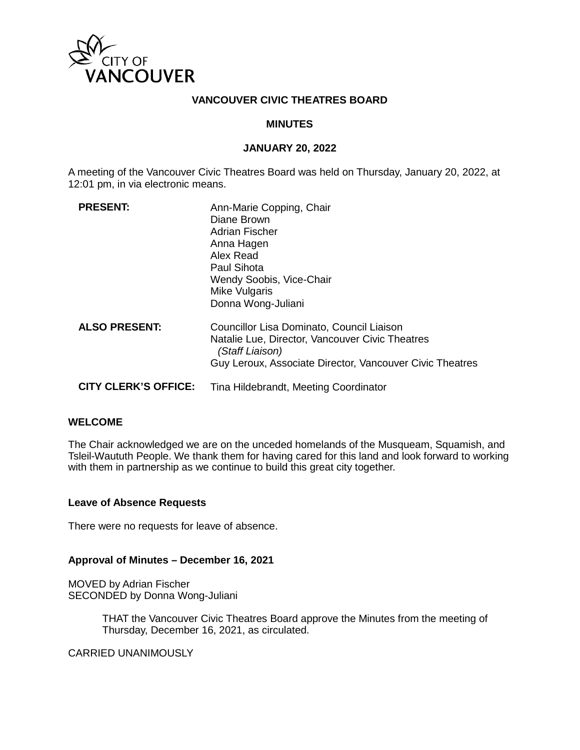# VANCOUVER CIVIC THEATRES BOARD

## MINUTES

## JANUARY 20, 2022

A meeting of the Vancouver Civic Theatres Board was held on Thursday, January 20, 2022, at 12:01 pm, in via electronic means.

| | |
|---|---|
| **PRESENT:** | Ann-Marie Copping, Chair<br>Diane Brown<br>Adrian Fischer<br>Anna Hagen<br>Alex Read<br>Paul Sihota<br>Wendy Soobis, Vice-Chair<br>Mike Vulgaris<br>Donna Wong-Juliani |
| **ALSO PRESENT:** | Councillor Lisa Dominato, Council Liaison<br>Natalie Lue, Director, Vancouver Civic Theatres *(Staff Liaison)*<br>Guy Leroux, Associate Director, Vancouver Civic Theatres |
| **CITY CLERK'S OFFICE:** | Tina Hildebrandt, Meeting Coordinator |

### WELCOME

The Chair acknowledged we are on the unceded homelands of the Musqueam, Squamish, and Tsleil-Waututh People. We thank them for having cared for this land and look forward to working with them in partnership as we continue to build this great city together.

### Leave of Absence Requests

There were no requests for leave of absence.

### Approval of Minutes – December 16, 2021

MOVED by Adrian Fischer
SECONDED by Donna Wong-Juliani

> THAT the Vancouver Civic Theatres Board approve the Minutes from the meeting of Thursday, December 16, 2021, as circulated.

CARRIED UNANIMOUSLY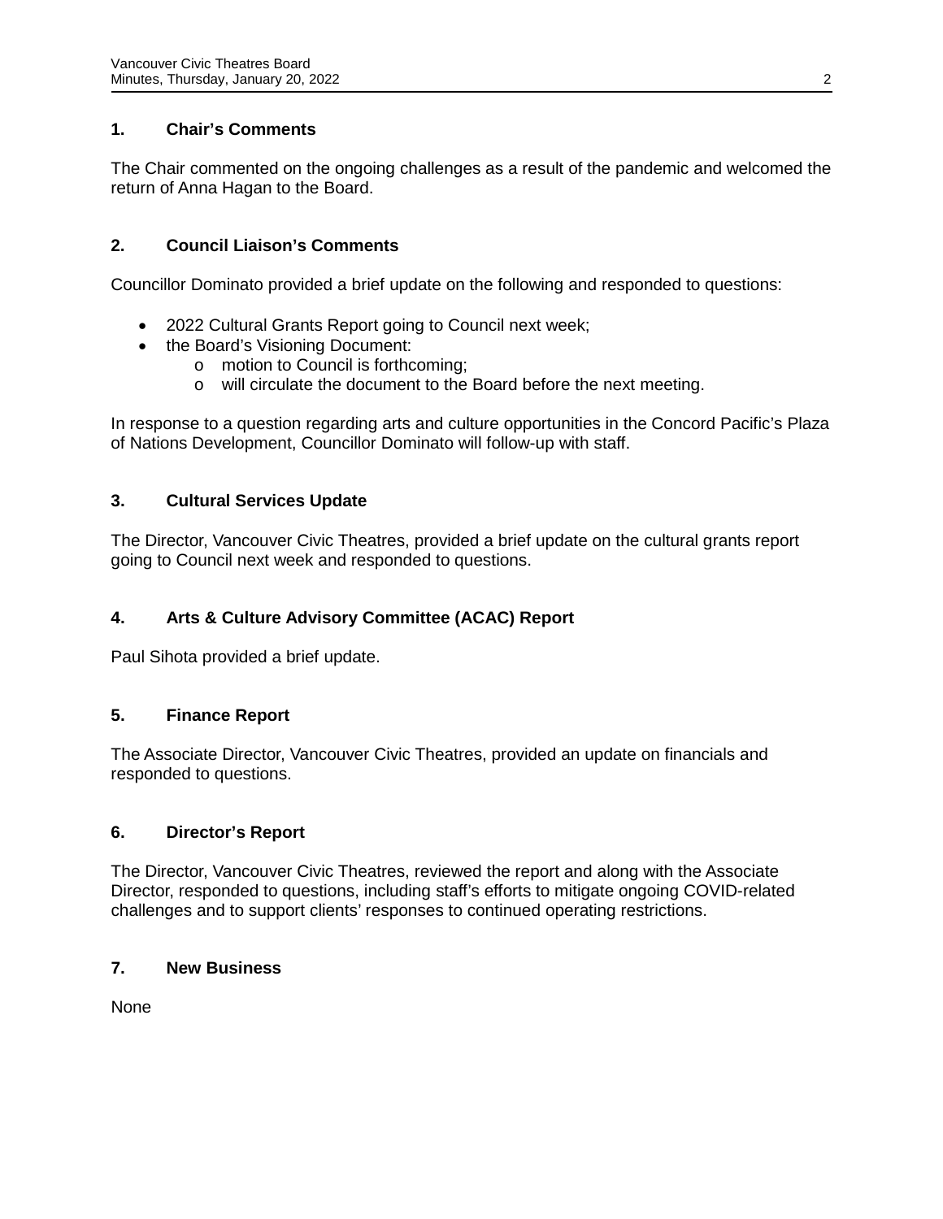### 1. Chair's Comments

The Chair commented on the ongoing challenges as a result of the pandemic and welcomed the return of Anna Hagan to the Board.

### 2. Council Liaison's Comments

Councillor Dominato provided a brief update on the following and responded to questions:

- 2022 Cultural Grants Report going to Council next week;
- the Board's Visioning Document:
  - motion to Council is forthcoming;
  - will circulate the document to the Board before the next meeting.

In response to a question regarding arts and culture opportunities in the Concord Pacific's Plaza of Nations Development, Councillor Dominato will follow-up with staff.

### 3. Cultural Services Update

The Director, Vancouver Civic Theatres, provided a brief update on the cultural grants report going to Council next week and responded to questions.

### 4. Arts & Culture Advisory Committee (ACAC) Report

Paul Sihota provided a brief update.

### 5. Finance Report

The Associate Director, Vancouver Civic Theatres, provided an update on financials and responded to questions.

### 6. Director's Report

The Director, Vancouver Civic Theatres, reviewed the report and along with the Associate Director, responded to questions, including staff's efforts to mitigate ongoing COVID-related challenges and to support clients' responses to continued operating restrictions.

### 7. New Business

None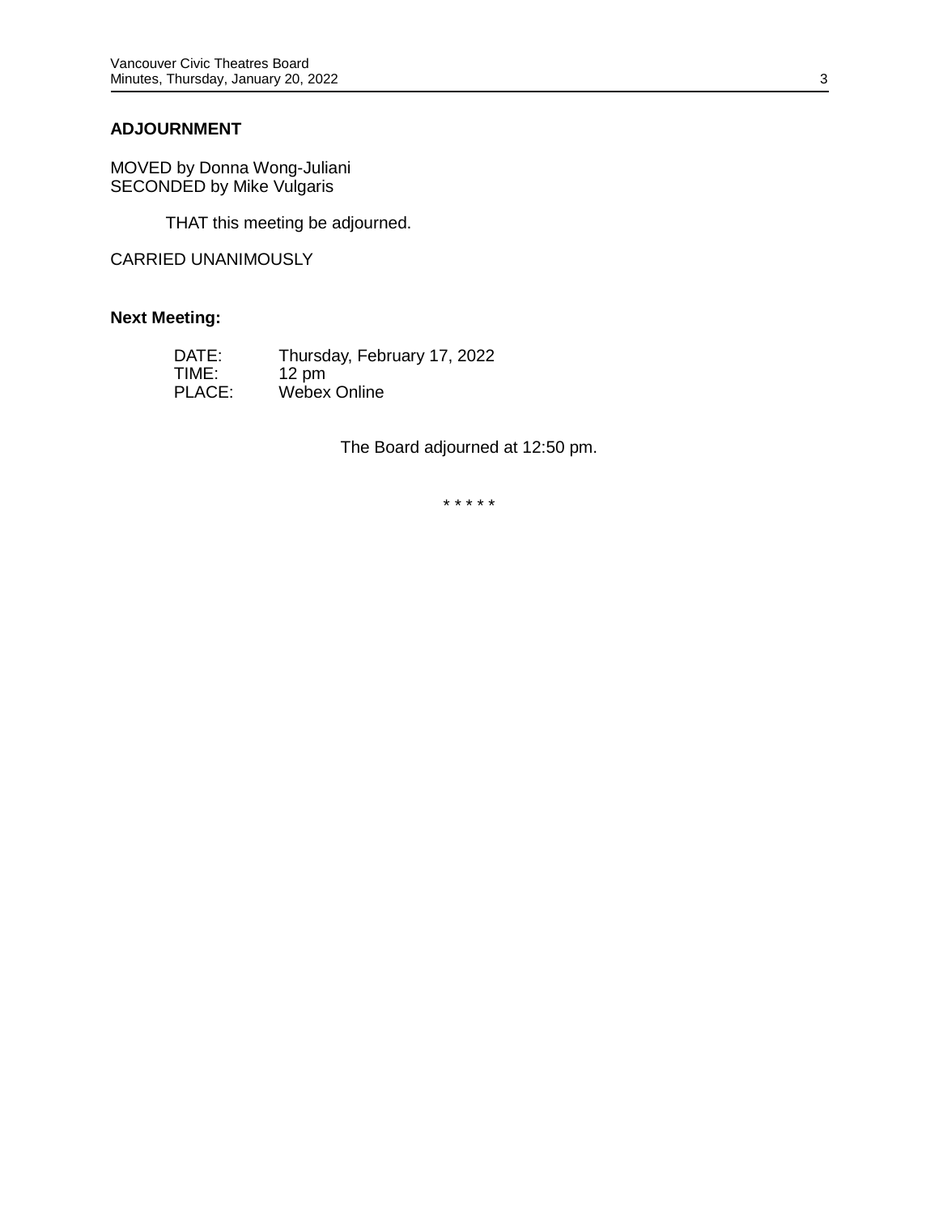**ADJOURNMENT**

MOVED by Donna Wong-Juliani
SECONDED by Mike Vulgaris

THAT this meeting be adjourned.

CARRIED UNANIMOUSLY

**Next Meeting:**

DATE: Thursday, February 17, 2022
TIME: 12 pm
PLACE: Webex Online

The Board adjourned at 12:50 pm.

* * * * *